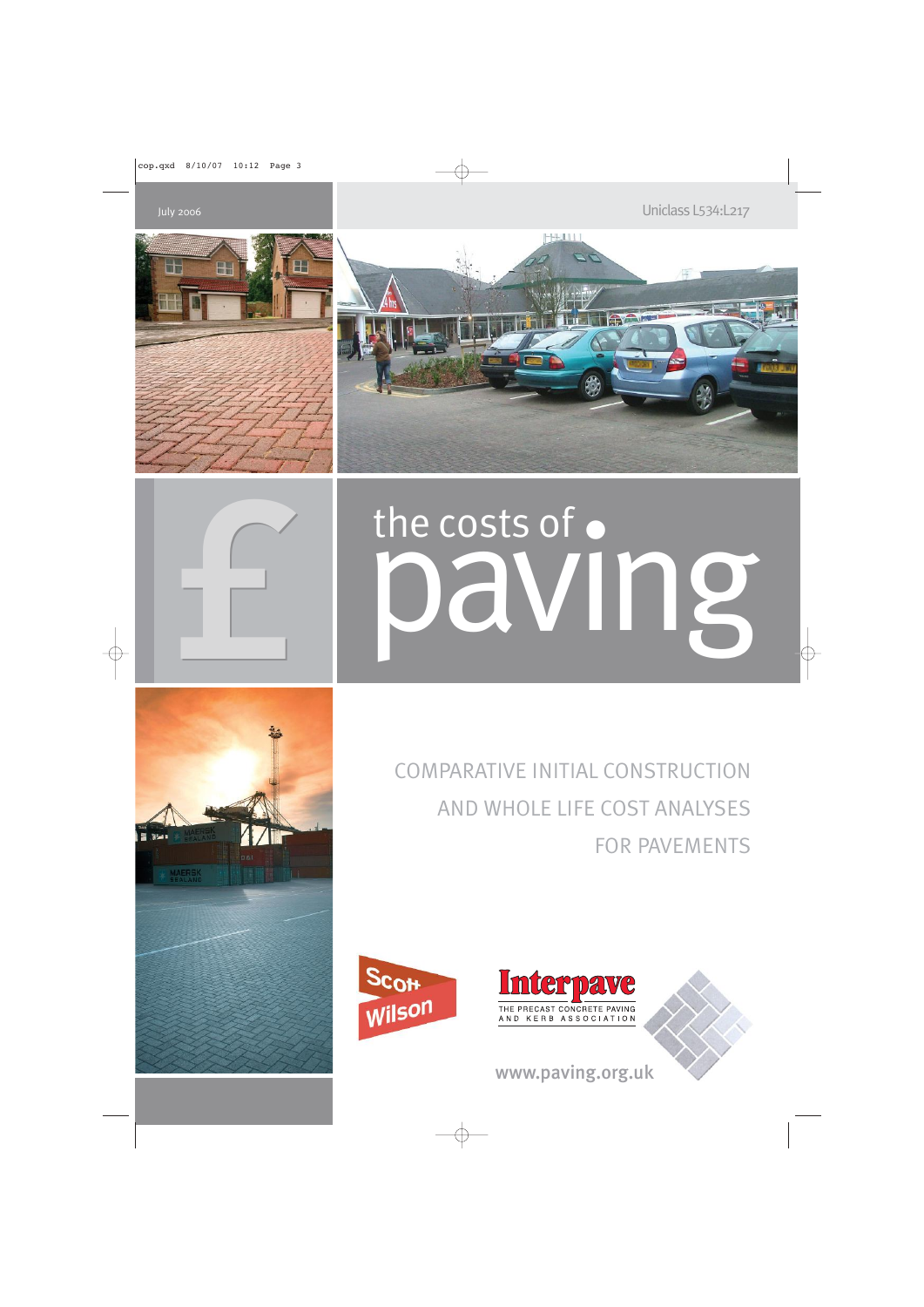July 2006

Uniclass L534:L217

# the costs of paving

COMPARATIVE INITIAL CONSTRUCTION AND WHOLE LIFE COST ANALYSES FOR PAVEMENTS

Scott Wilson

Interpave
THE PRECAST CONCRETE PAVING AND KERB ASSOCIATION

www.paving.org.uk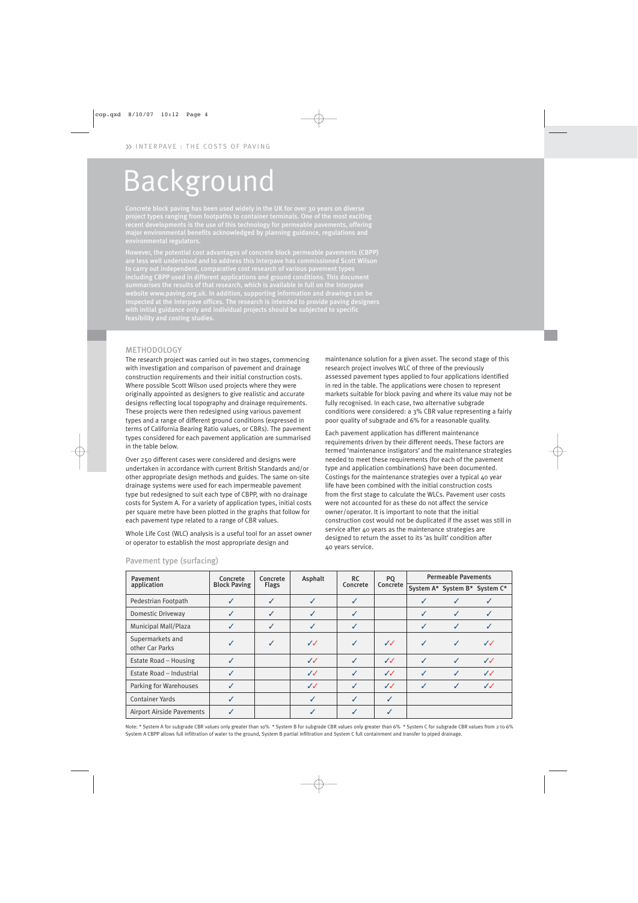# Background

Concrete block paving has been used widely in the UK for over 30 years on diverse project types ranging from footpaths to container terminals. One of the most exciting recent developments is the use of this technology for permeable pavements, offering major environmental benefits acknowledged by planning guidance, regulations and environmental regulators.

However, the potential cost advantages of concrete block permeable pavements (CBPP) are less well understood and to address this Interpave has commissioned Scott Wilson to carry out independent, comparative cost research of various pavement types including CBPP used in different applications and ground conditions. This document summarises the results of that research, which is available in full on the Interpave website www.paving.org.uk. In addition, supporting information and drawings can be inspected at the Interpave offices. The research is intended to provide paving designers with initial guidance only and individual projects should be subjected to specific feasibility and costing studies.

## METHODOLOGY

The research project was carried out in two stages, commencing with investigation and comparison of pavement and drainage construction requirements and their initial construction costs. Where possible Scott Wilson used projects where they were originally appointed as designers to give realistic and accurate designs reflecting local topography and drainage requirements. These projects were then redesigned using various pavement types and a range of different ground conditions (expressed in terms of California Bearing Ratio values, or CBRs). The pavement types considered for each pavement application are summarised in the table below.

Over 250 different cases were considered and designs were undertaken in accordance with current British Standards and/or other appropriate design methods and guides. The same on-site drainage systems were used for each impermeable pavement type but redesigned to suit each type of CBPP, with no drainage costs for System A. For a variety of application types, initial costs per square metre have been plotted in the graphs that follow for each pavement type related to a range of CBR values.

Whole Life Cost (WLC) analysis is a useful tool for an asset owner or operator to establish the most appropriate design and maintenance solution for a given asset. The second stage of this research project involves WLC of three of the previously assessed pavement types applied to four applications identified in red in the table. The applications were chosen to represent markets suitable for block paving and where its value may not be fully recognised. In each case, two alternative subgrade conditions were considered: a 3% CBR value representing a fairly poor quality of subgrade and 6% for a reasonable quality.

Each pavement application has different maintenance requirements driven by their different needs. These factors are termed 'maintenance instigators' and the maintenance strategies needed to meet these requirements (for each of the pavement type and application combinations) have been documented. Costings for the maintenance strategies over a typical 40 year life have been combined with the initial construction costs from the first stage to calculate the WLCs. Pavement user costs were not accounted for as these do not affect the service owner/operator. It is important to note that the initial construction cost would not be duplicated if the asset was still in service after 40 years as the maintenance strategies are designed to return the asset to its 'as built' condition after 40 years service.

### Pavement type (surfacing)

| Pavement application | Concrete Block Paving | Concrete Flags | Asphalt | RC Concrete | PQ Concrete | Permeable Pavements | | |
|---|---|---|---|---|---|---|---|---|
| | | | | | | System A* | System B* | System C* |
| Pedestrian Footpath | ✓ | ✓ | ✓ | ✓ | | ✓ | ✓ | ✓ |
| Domestic Driveway | ✓ | ✓ | ✓ | ✓ | | ✓ | ✓ | ✓ |
| Municipal Mall/Plaza | ✓ | ✓ | ✓ | ✓ | | ✓ | ✓ | ✓ |
| Supermarkets and other Car Parks | ✓ | ✓ | ✓✓ | ✓ | ✓✓ | ✓ | ✓ | ✓✓ |
| Estate Road – Housing | ✓ | | ✓✓ | ✓ | ✓✓ | ✓ | ✓ | ✓✓ |
| Estate Road – Industrial | ✓ | | ✓✓ | ✓ | ✓✓ | ✓ | ✓ | ✓✓ |
| Parking for Warehouses | ✓ | | ✓✓ | ✓ | ✓✓ | ✓ | ✓ | ✓✓ |
| Container Yards | ✓ | | ✓ | ✓ | ✓ | | | |
| Airport Airside Pavements | ✓ | | ✓ | ✓ | ✓ | | | |

Note: * System A for subgrade CBR values only greater than 10% * System B for subgrade CBR values only greater than 6% * System C for subgrade CBR values from 2 to 6%
System A CBPP allows full infiltration of water to the ground, System B partial infiltration and System C full containment and transfer to piped drainage.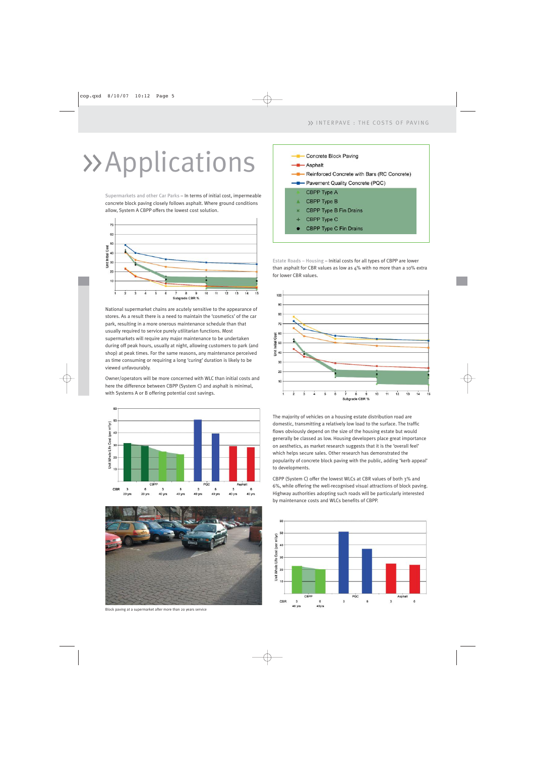# ›› Applications

Supermarkets and other Car Parks – In terms of initial cost, impermeable concrete block paving closely follows asphalt. Where ground conditions allow, System A CBPP offers the lowest cost solution.

Unit Initial Cost
70
60
50
40
30
20
10
1 2 3 4 5 6 7 8 9 10 11 12 13 14 15
Subgrade CBR %

National supermarket chains are acutely sensitive to the appearance of stores. As a result there is a need to maintain the 'cosmetics' of the car park, resulting in a more onerous maintenance schedule than that usually required to service purely utilitarian functions. Most supermarkets will require any major maintenance to be undertaken during off peak hours, usually at night, allowing customers to park (and shop) at peak times. For the same reasons, any maintenance perceived as time consuming or requiring a long 'curing' duration is likely to be viewed unfavourably.

Owner/operators will be more concerned with WLC than initial costs and here the difference between CBPP (System C) and asphalt is minimal, with Systems A or B offering potential cost savings.

Unit Whole Life Cost (per m²/yr)
60
50
40
30
20
10
CBPP PQC Asphalt
CBR 3 6 3 6 3 6 3 6
20 yrs 20 yrs 40 yrs 40 yrs 40 yrs 40 yrs 40 yrs 40 yrs

Block paving at a supermarket after more than 20 years service

Concrete Block Paving
Asphalt
Reinforced Concrete with Bars (RC Concrete)
Pavement Quality Concrete (PQC)
CBPP Type A
CBPP Type B
CBPP Type B Fin Drains
CBPP Type C
CBPP Type C Fin Drains

Estate Roads – Housing – Initial costs for all types of CBPP are lower than asphalt for CBR values as low as 4% with no more than a 10% extra for lower CBR values.

Unit Initial Cost
100
90
80
70
60
50
40
30
20
10
1 2 3 4 5 6 7 8 9 10 11 12 13 14 15
Subgrade CBR %

The majority of vehicles on a housing estate distribution road are domestic, transmitting a relatively low load to the surface. The traffic flows obviously depend on the size of the housing estate but would generally be classed as low. Housing developers place great importance on aesthetics, as market research suggests that it is the 'overall feel' which helps secure sales. Other research has demonstrated the popularity of concrete block paving with the public, adding 'kerb appeal' to developments.

CBPP (System C) offer the lowest WLCs at CBR values of both 3% and 6%, while offering the well-recognised visual attractions of block paving. Highway authorities adopting such roads will be particularly interested by maintenance costs and WLCs benefits of CBPP.

Unit Whole Life Cost (per m²/yr)
60
50
40
30
20
10
CBPP PQC Asphalt
CBR 3 6 3 6 3 6
40 yrs 40yrs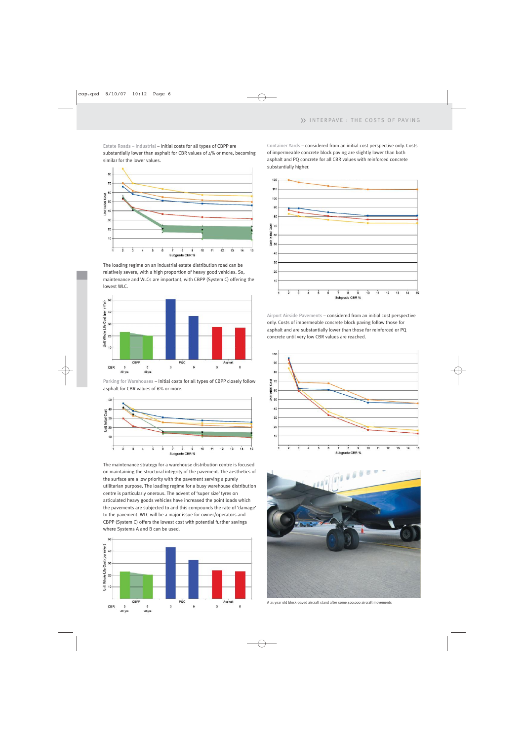**Estate Roads – Industrial** – Initial costs for all types of CBPP are substantially lower than asphalt for CBR values of 4% or more, becoming similar for the lower values.

The loading regime on an industrial estate distribution road can be relatively severe, with a high proportion of heavy good vehicles. So, maintenance and WLCs are important, with CBPP (System C) offering the lowest WLC.

**Parking for Warehouses** – Initial costs for all types of CBPP closely follow asphalt for CBR values of 6% or more.

The maintenance strategy for a warehouse distribution centre is focused on maintaining the structural integrity of the pavement. The aesthetics of the surface are a low priority with the pavement serving a purely utilitarian purpose. The loading regime for a busy warehouse distribution centre is particularly onerous. The advent of 'super size' tyres on articulated heavy goods vehicles have increased the point loads which the pavements are subjected to and this compounds the rate of 'damage' to the pavement. WLC will be a major issue for owner/operators and CBPP (System C) offers the lowest cost with potential further savings where Systems A and B can be used.

**Container Yards** – considered from an initial cost perspective only. Costs of impermeable concrete block paving are slightly lower than both asphalt and PQ concrete for all CBR values with reinforced concrete substantially higher.

**Airport Airside Pavements** – considered from an initial cost perspective only. Costs of impermeable concrete block paving follow those for asphalt and are substantially lower than those for reinforced or PQ concrete until very low CBR values are reached.

A 21 year old block-paved aircraft stand after some 400,000 aircraft movements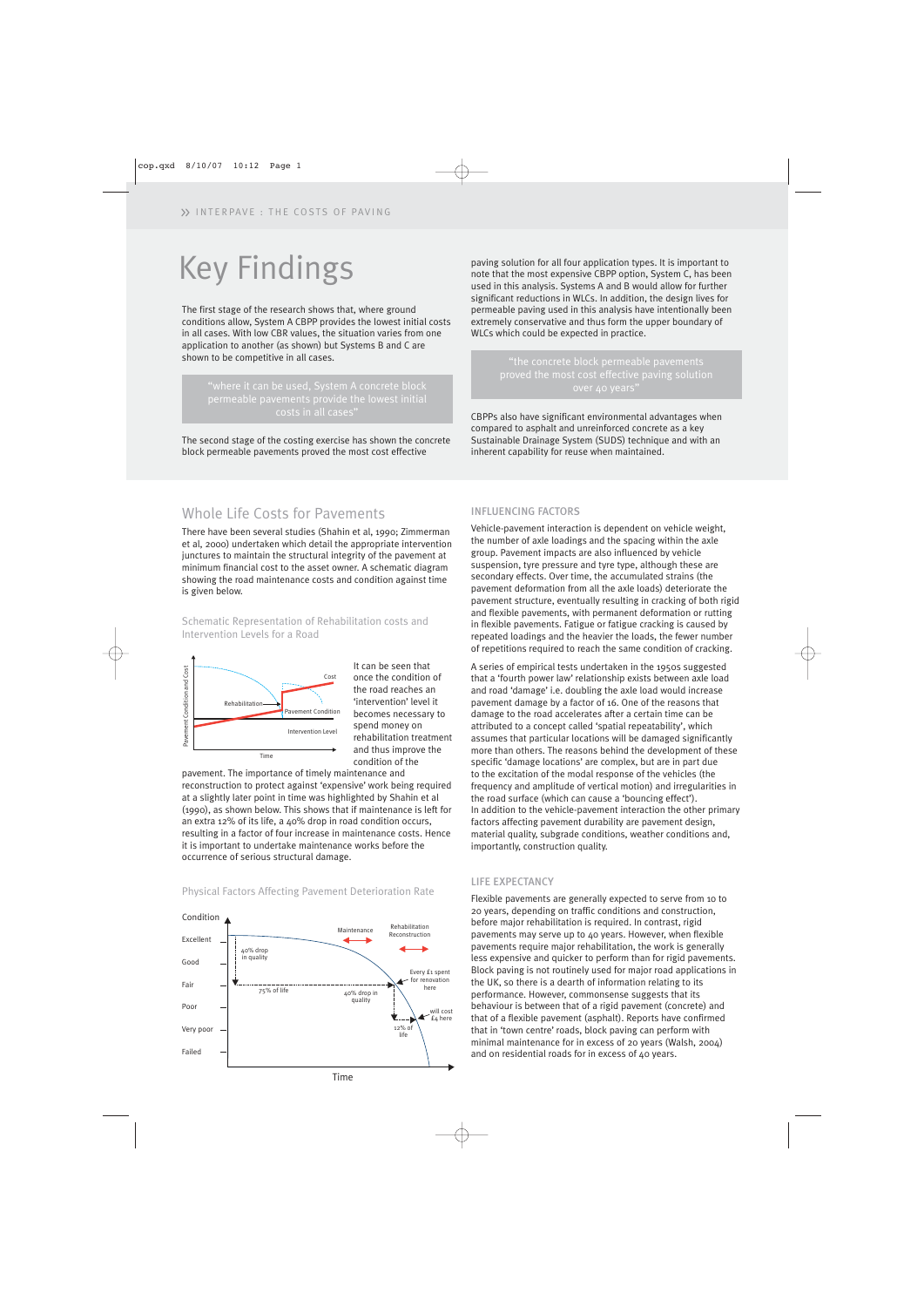# Key Findings

The first stage of the research shows that, where ground conditions allow, System A CBPP provides the lowest initial costs in all cases. With low CBR values, the situation varies from one application to another (as shown) but Systems B and C are shown to be competitive in all cases.

> "where it can be used, System A concrete block permeable pavements provide the lowest initial costs in all cases"

The second stage of the costing exercise has shown the concrete block permeable pavements proved the most cost effective paving solution for all four application types. It is important to note that the most expensive CBPP option, System C, has been used in this analysis. Systems A and B would allow for further significant reductions in WLCs. In addition, the design lives for permeable paving used in this analysis have intentionally been extremely conservative and thus form the upper boundary of WLCs which could be expected in practice.

> "the concrete block permeable pavements proved the most cost effective paving solution over 40 years"

CBPPs also have significant environmental advantages when compared to asphalt and unreinforced concrete as a key Sustainable Drainage System (SUDS) technique and with an inherent capability for reuse when maintained.

## Whole Life Costs for Pavements

There have been several studies (Shahin et al, 1990; Zimmerman et al, 2000) undertaken which detail the appropriate intervention junctures to maintain the structural integrity of the pavement at minimum financial cost to the asset owner. A schematic diagram showing the road maintenance costs and condition against time is given below.

### Schematic Representation of Rehabilitation costs and Intervention Levels for a Road

Pavement Condition and Cost
Cost
Rehabilitation
Pavement Condition
Intervention Level
Time

It can be seen that once the condition of the road reaches an 'intervention' level it becomes necessary to spend money on rehabilitation treatment and thus improve the condition of the pavement. The importance of timely maintenance and reconstruction to protect against 'expensive' work being required at a slightly later point in time was highlighted by Shahin et al (1990), as shown below. This shows that if maintenance is left for an extra 12% of its life, a 40% drop in road condition occurs, resulting in a factor of four increase in maintenance costs. Hence it is important to undertake maintenance works before the occurrence of serious structural damage.

### Physical Factors Affecting Pavement Deterioration Rate

Condition
Excellent
Good
Fair
Poor
Very poor
Failed
Maintenance
Rehabilitation Reconstruction
40% drop in quality
75% of life
40% drop in quality
Every £1 spent for renovation here
will cost £4 here
12% of life
Time

## INFLUENCING FACTORS

Vehicle-pavement interaction is dependent on vehicle weight, the number of axle loadings and the spacing within the axle group. Pavement impacts are also influenced by vehicle suspension, tyre pressure and tyre type, although these are secondary effects. Over time, the accumulated strains (the pavement deformation from all the axle loads) deteriorate the pavement structure, eventually resulting in cracking of both rigid and flexible pavements, with permanent deformation or rutting in flexible pavements. Fatigue or fatigue cracking is caused by repeated loadings and the heavier the loads, the fewer number of repetitions required to reach the same condition of cracking.

A series of empirical tests undertaken in the 1950s suggested that a 'fourth power law' relationship exists between axle load and road 'damage' i.e. doubling the axle load would increase pavement damage by a factor of 16. One of the reasons that damage to the road accelerates after a certain time can be attributed to a concept called 'spatial repeatability', which assumes that particular locations will be damaged significantly more than others. The reasons behind the development of these specific 'damage locations' are complex, but are in part due to the excitation of the modal response of the vehicles (the frequency and amplitude of vertical motion) and irregularities in the road surface (which can cause a 'bouncing effect').
In addition to the vehicle-pavement interaction the other primary factors affecting pavement durability are pavement design, material quality, subgrade conditions, weather conditions and, importantly, construction quality.

## LIFE EXPECTANCY

Flexible pavements are generally expected to serve from 10 to 20 years, depending on traffic conditions and construction, before major rehabilitation is required. In contrast, rigid pavements may serve up to 40 years. However, when flexible pavements require major rehabilitation, the work is generally less expensive and quicker to perform than for rigid pavements. Block paving is not routinely used for major road applications in the UK, so there is a dearth of information relating to its performance. However, commonsense suggests that its behaviour is between that of a rigid pavement (concrete) and that of a flexible pavement (asphalt). Reports have confirmed that in 'town centre' roads, block paving can perform with minimal maintenance for in excess of 20 years (Walsh, 2004) and on residential roads for in excess of 40 years.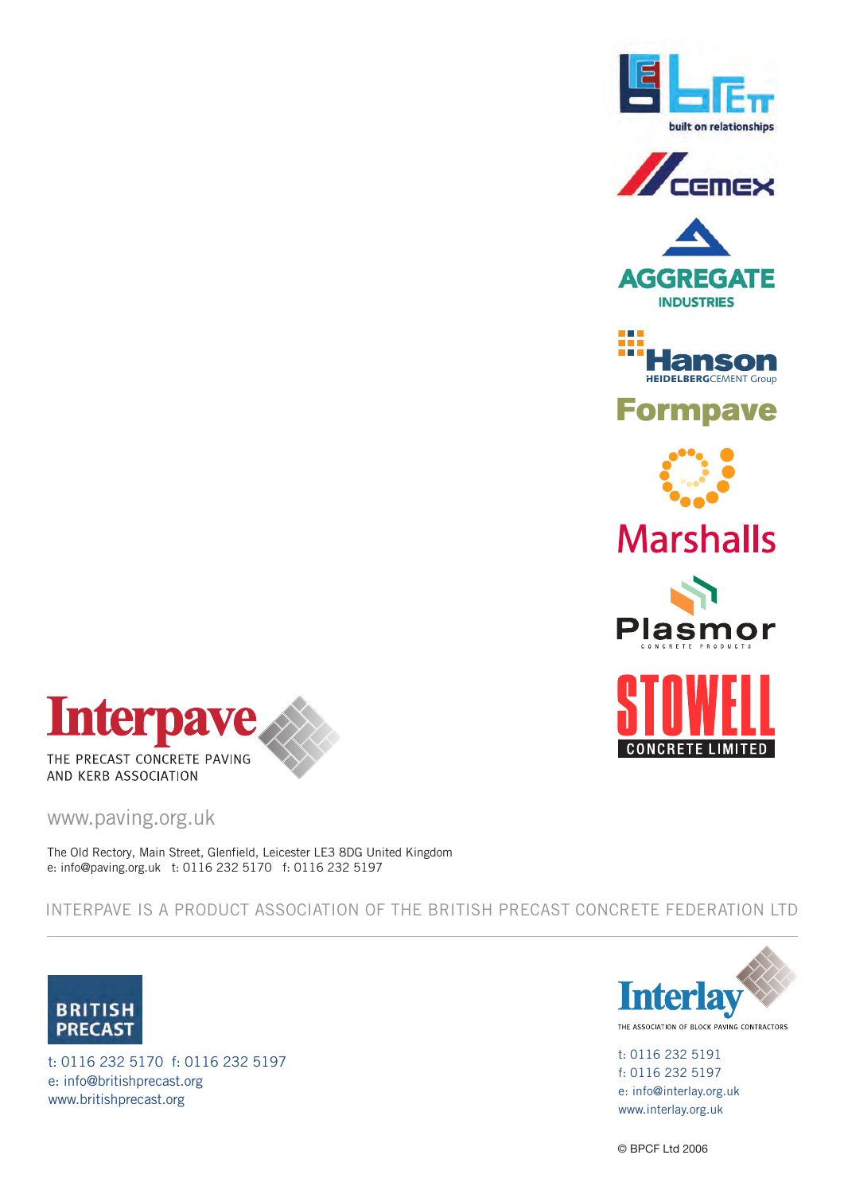Brett
built on relationships

CEMEX

AGGREGATE INDUSTRIES

Hanson
HEIDELBERGCEMENT Group

Formpave

Marshalls

Plasmor
CONCRETE PRODUCTS

STOWELL
CONCRETE LIMITED

Interpave
THE PRECAST CONCRETE PAVING AND KERB ASSOCIATION

www.paving.org.uk

The Old Rectory, Main Street, Glenfield, Leicester LE3 8DG United Kingdom
e: info@paving.org.uk t: 0116 232 5170 f: 0116 232 5197

INTERPAVE IS A PRODUCT ASSOCIATION OF THE BRITISH PRECAST CONCRETE FEDERATION LTD

---

BRITISH PRECAST

t: 0116 232 5170 f: 0116 232 5197
e: info@britishprecast.org
www.britishprecast.org

Interlay
THE ASSOCIATION OF BLOCK PAVING CONTRACTORS

t: 0116 232 5191
f: 0116 232 5197
e: info@interlay.org.uk
www.interlay.org.uk

© BPCF Ltd 2006